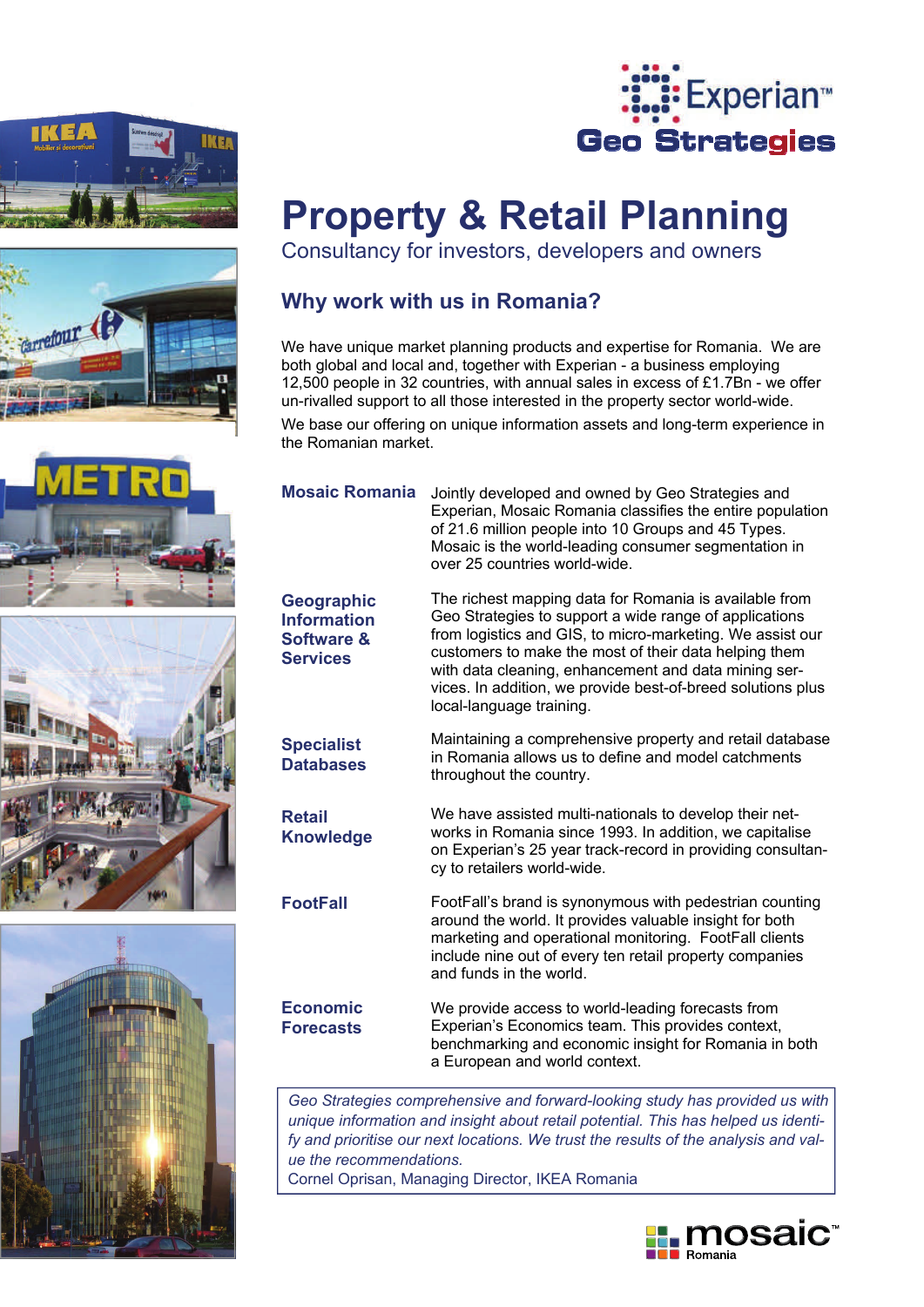Experian™

Geo Strategies

# Property & Retail Planning

Consultancy for investors, developers and owners

## Why work with us in Romania?

We have unique market planning products and expertise for Romania. We are both global and local and, together with Experian - a business employing 12,500 people in 32 countries, with annual sales in excess of £1.7Bn - we offer un-rivalled support to all those interested in the property sector world-wide.

We base our offering on unique information assets and long-term experience in the Romanian market.

### Mosaic Romania

Jointly developed and owned by Geo Strategies and Experian, Mosaic Romania classifies the entire population of 21.6 million people into 10 Groups and 45 Types. Mosaic is the world-leading consumer segmentation in over 25 countries world-wide.

### Geographic Information Software & Services

The richest mapping data for Romania is available from Geo Strategies to support a wide range of applications from logistics and GIS, to micro-marketing. We assist our customers to make the most of their data helping them with data cleaning, enhancement and data mining services. In addition, we provide best-of-breed solutions plus local-language training.

### Specialist Databases

Maintaining a comprehensive property and retail database in Romania allows us to define and model catchments throughout the country.

### Retail Knowledge

We have assisted multi-nationals to develop their networks in Romania since 1993. In addition, we capitalise on Experian's 25 year track-record in providing consultancy to retailers world-wide.

### FootFall

FootFall's brand is synonymous with pedestrian counting around the world. It provides valuable insight for both marketing and operational monitoring. FootFall clients include nine out of every ten retail property companies and funds in the world.

### Economic Forecasts

We provide access to world-leading forecasts from Experian's Economics team. This provides context, benchmarking and economic insight for Romania in both a European and world context.

> *Geo Strategies comprehensive and forward-looking study has provided us with unique information and insight about retail potential. This has helped us identify and prioritise our next locations. We trust the results of the analysis and value the recommendations.*
>
> Cornel Oprisan, Managing Director, IKEA Romania

mosaic™ Romania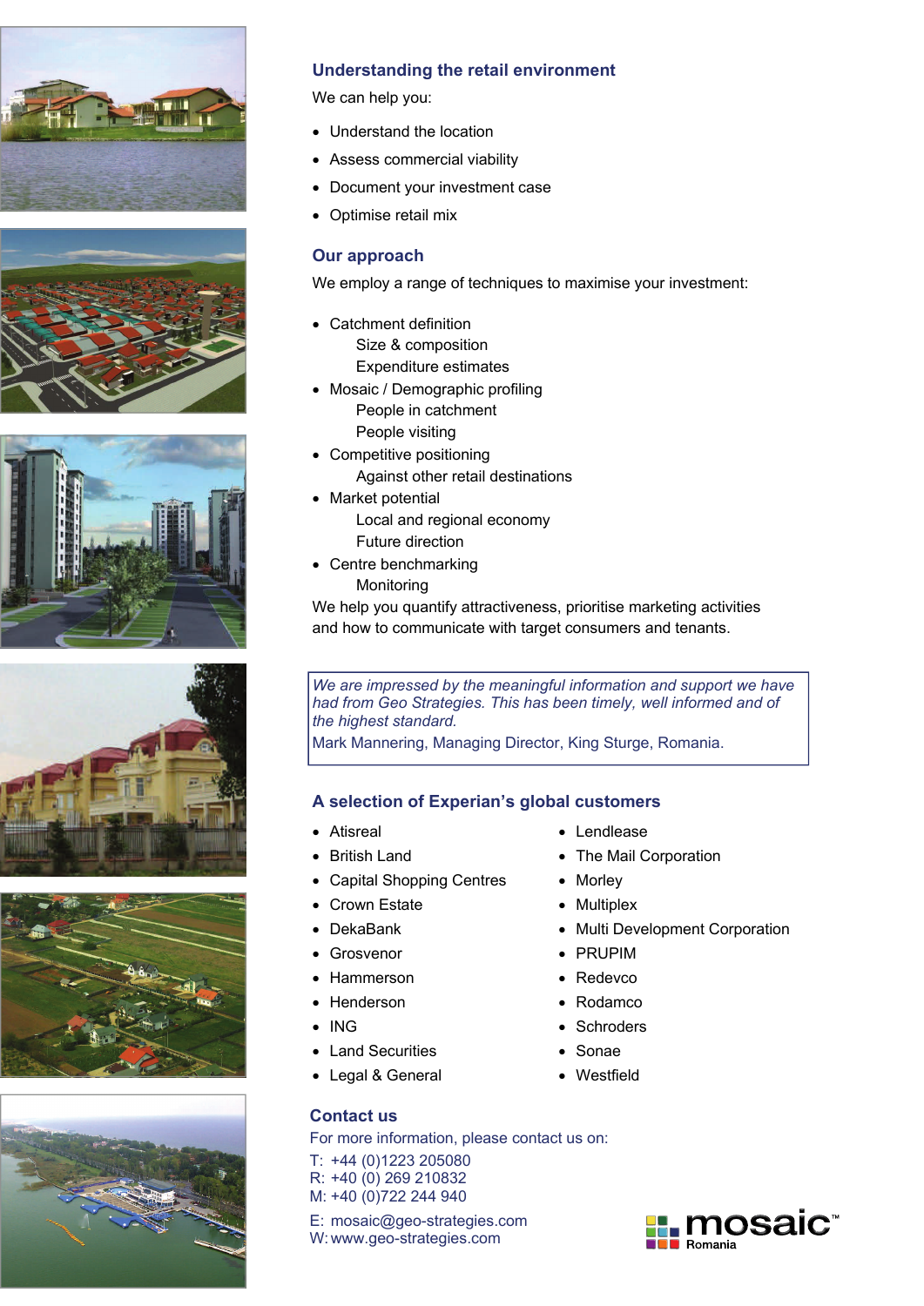## Understanding the retail environment

We can help you:

- Understand the location
- Assess commercial viability
- Document your investment case
- Optimise retail mix

## Our approach

We employ a range of techniques to maximise your investment:

- Catchment definition
  - Size & composition
  - Expenditure estimates
- Mosaic / Demographic profiling
  - People in catchment
  - People visiting
- Competitive positioning
  - Against other retail destinations
- Market potential
  - Local and regional economy
  - Future direction
- Centre benchmarking
  - Monitoring

We help you quantify attractiveness, prioritise marketing activities and how to communicate with target consumers and tenants.

> *We are impressed by the meaningful information and support we have had from Geo Strategies. This has been timely, well informed and of the highest standard.*
>
> Mark Mannering, Managing Director, King Sturge, Romania.

## A selection of Experian's global customers

- Atisreal
- British Land
- Capital Shopping Centres
- Crown Estate
- DekaBank
- Grosvenor
- Hammerson
- Henderson
- ING
- Land Securities
- Legal & General
- Lendlease
- The Mail Corporation
- Morley
- Multiplex
- Multi Development Corporation
- PRUPIM
- Redevco
- Rodamco
- Schroders
- Sonae
- Westfield

## Contact us

For more information, please contact us on:

T: +44 (0)1223 205080
R: +40 (0) 269 210832
M: +40 (0)722 244 940

E: mosaic@geo-strategies.com
W: www.geo-strategies.com

mosaic™ Romania